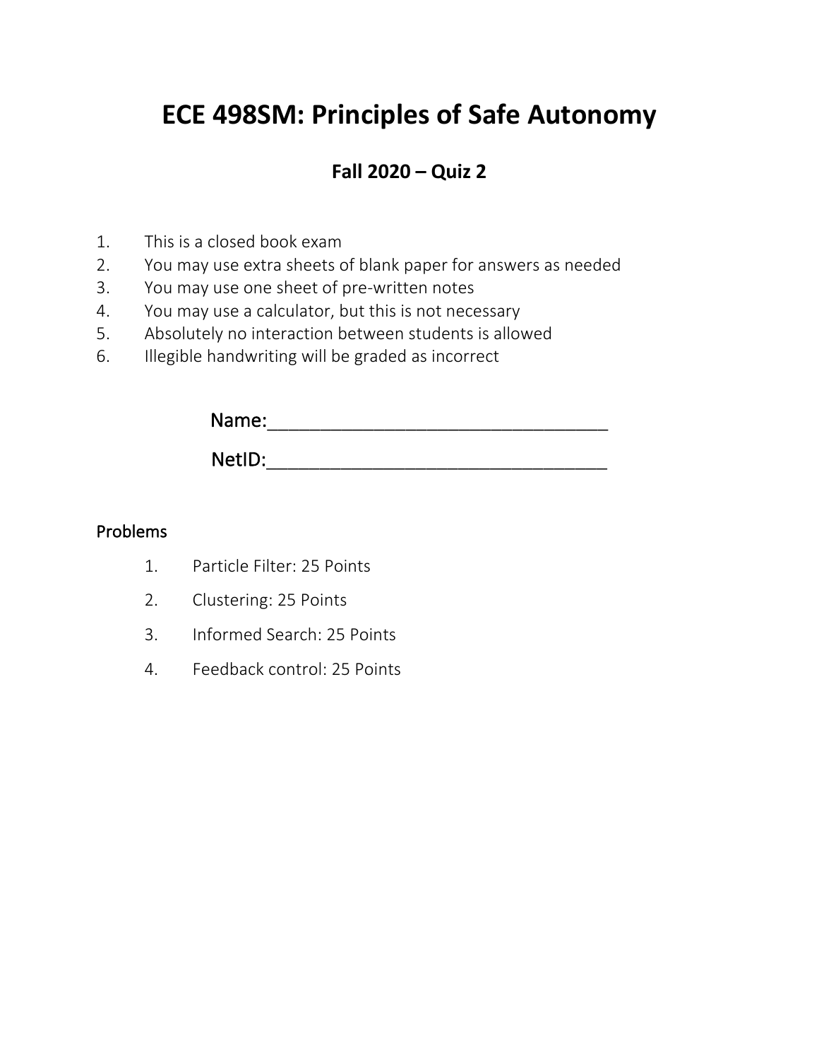# ECE 498SM: Principles of Safe Autonomy

## Fall 2020 – Quiz 2

1. This is a closed book exam
2. You may use extra sheets of blank paper for answers as needed
3. You may use one sheet of pre-written notes
4. You may use a calculator, but this is not necessary
5. Absolutely no interaction between students is allowed
6. Illegible handwriting will be graded as incorrect

Name:\_\_\_\_\_\_\_\_\_\_\_\_\_\_\_\_\_\_\_\_\_\_\_\_\_\_\_\_\_\_\_\_\_\_

NetID:\_\_\_\_\_\_\_\_\_\_\_\_\_\_\_\_\_\_\_\_\_\_\_\_\_\_\_\_\_\_\_\_\_\_

### Problems

1. Particle Filter: 25 Points
2. Clustering: 25 Points
3. Informed Search: 25 Points
4. Feedback control: 25 Points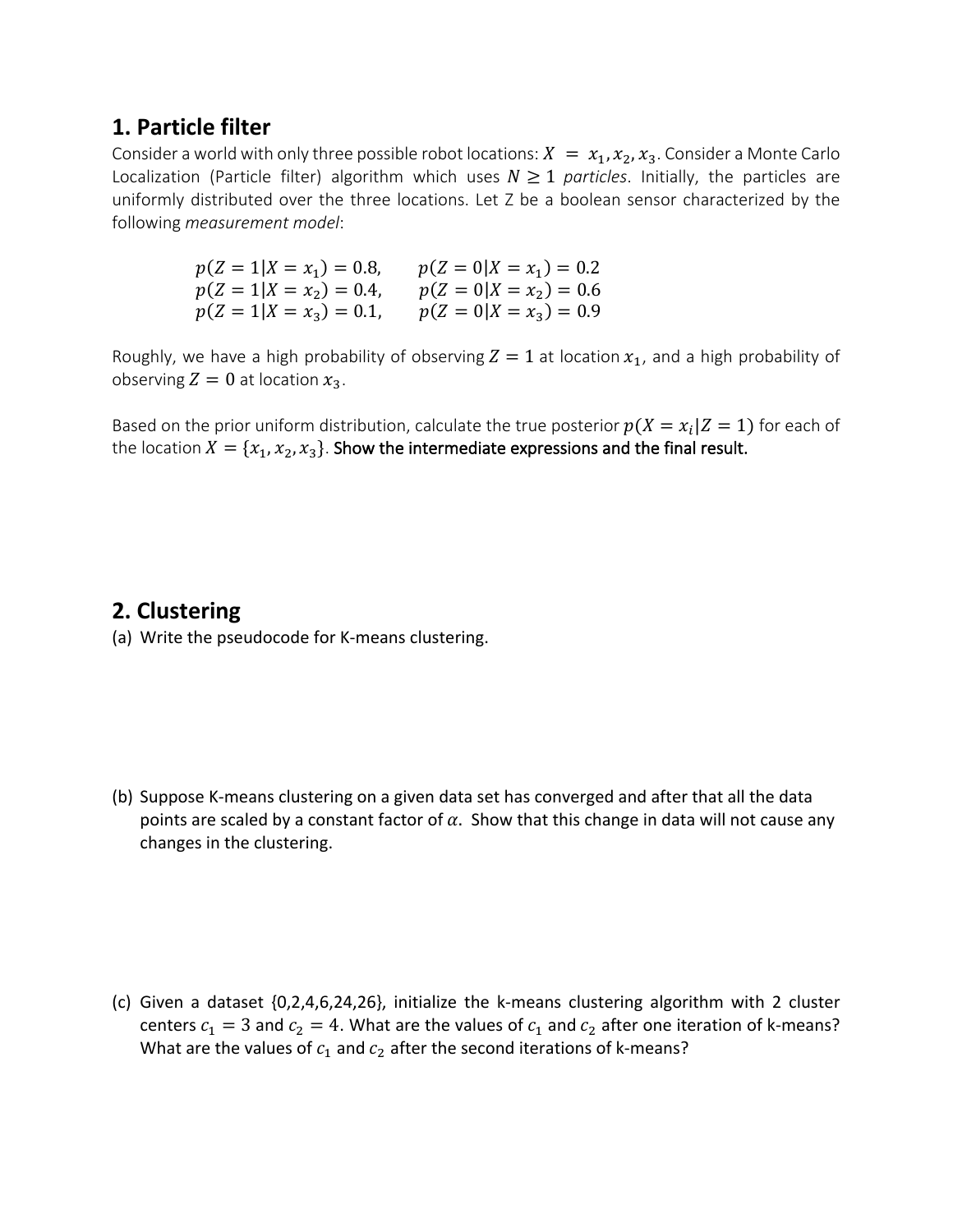## 1. Particle filter

Consider a world with only three possible robot locations: $X = x_1, x_2, x_3$. Consider a Monte Carlo Localization (Particle filter) algorithm which uses $N \geq 1$ *particles*. Initially, the particles are uniformly distributed over the three locations. Let Z be a boolean sensor characterized by the following *measurement model*:

$$
\begin{aligned}
p(Z = 1|X = x_1) &= 0.8, \qquad & p(Z = 0|X = x_1) &= 0.2 \\
p(Z = 1|X = x_2) &= 0.4, \qquad & p(Z = 0|X = x_2) &= 0.6 \\
p(Z = 1|X = x_3) &= 0.1, \qquad & p(Z = 0|X = x_3) &= 0.9
\end{aligned}
$$

Roughly, we have a high probability of observing $Z = 1$ at location $x_1$, and a high probability of observing $Z = 0$ at location $x_3$.

Based on the prior uniform distribution, calculate the true posterior $p(X = x_i|Z = 1)$ for each of the location $X = \{x_1, x_2, x_3\}$. **Show the intermediate expressions and the final result.**

## 2. Clustering

(a) Write the pseudocode for K-means clustering.

(b) Suppose K-means clustering on a given data set has converged and after that all the data points are scaled by a constant factor of $\alpha$. Show that this change in data will not cause any changes in the clustering.

(c) Given a dataset {0,2,4,6,24,26}, initialize the k-means clustering algorithm with 2 cluster centers $c_1 = 3$ and $c_2 = 4$. What are the values of $c_1$ and $c_2$ after one iteration of k-means? What are the values of $c_1$ and $c_2$ after the second iterations of k-means?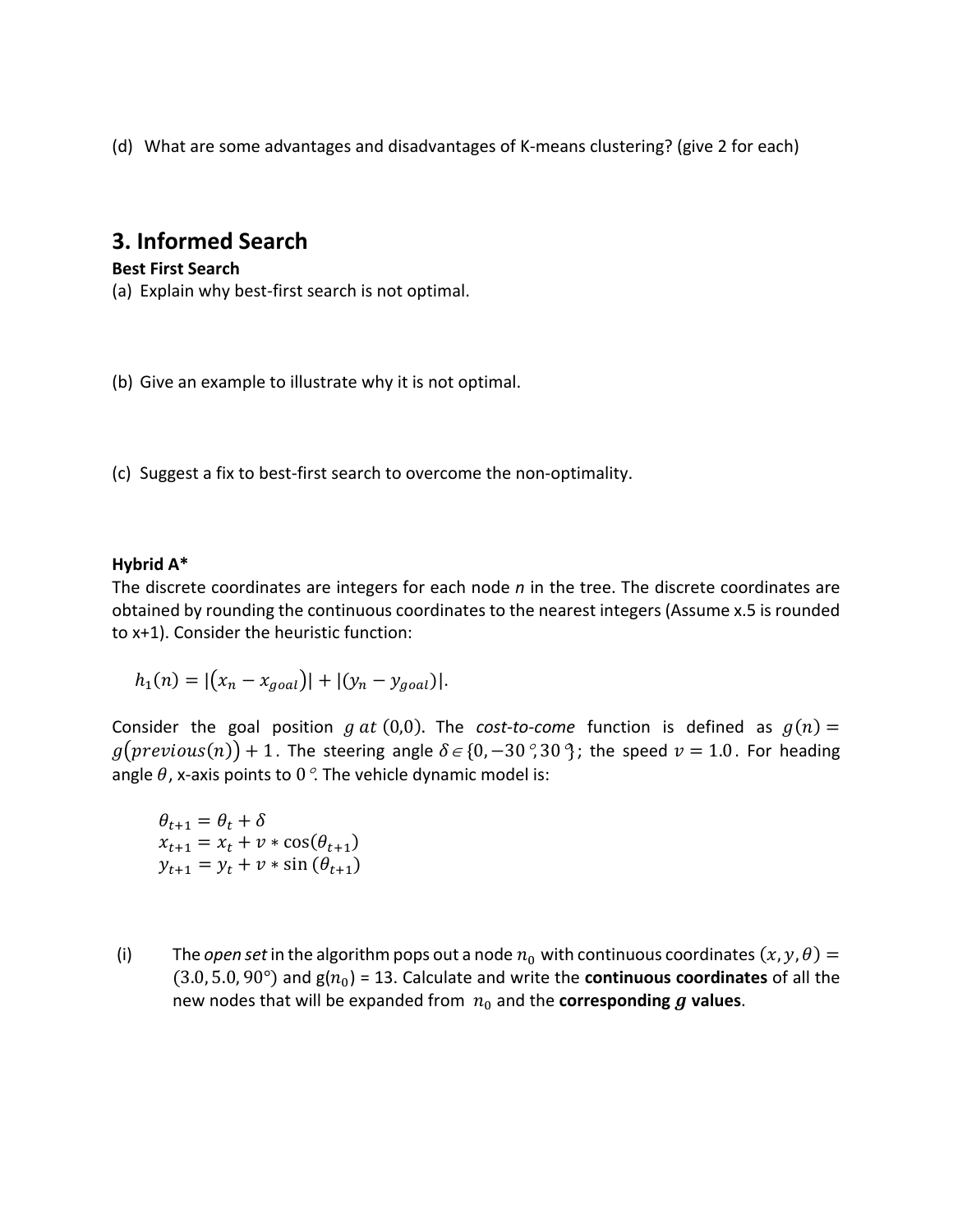(d) What are some advantages and disadvantages of K-means clustering? (give 2 for each)

## 3. Informed Search

**Best First Search**

(a) Explain why best-first search is not optimal.

(b) Give an example to illustrate why it is not optimal.

(c) Suggest a fix to best-first search to overcome the non-optimality.

**Hybrid A***

The discrete coordinates are integers for each node *n* in the tree. The discrete coordinates are obtained by rounding the continuous coordinates to the nearest integers (Assume x.5 is rounded to x+1). Consider the heuristic function:

$$h_1(n) = |(x_n - x_{goal})| + |(y_n - y_{goal})|.$$

Consider the goal position $g$ $at$ $(0,0)$. The *cost-to-come* function is defined as $g(n) = g(previous(n)) + 1$. The steering angle $\delta \in \{0, -30°, 30°\}$; the speed $v = 1.0$. For heading angle $\theta$, x-axis points to 0°. The vehicle dynamic model is:

$$\theta_{t+1} = \theta_t + \delta$$
$$x_{t+1} = x_t + v * \cos(\theta_{t+1})$$
$$y_{t+1} = y_t + v * \sin(\theta_{t+1})$$

(i) The *open set* in the algorithm pops out a node $n_0$ with continuous coordinates $(x, y, \theta) = (3.0, 5.0, 90°)$ and g($n_0$) = 13. Calculate and write the **continuous coordinates** of all the new nodes that will be expanded from $n_0$ and the **corresponding $g$ values**.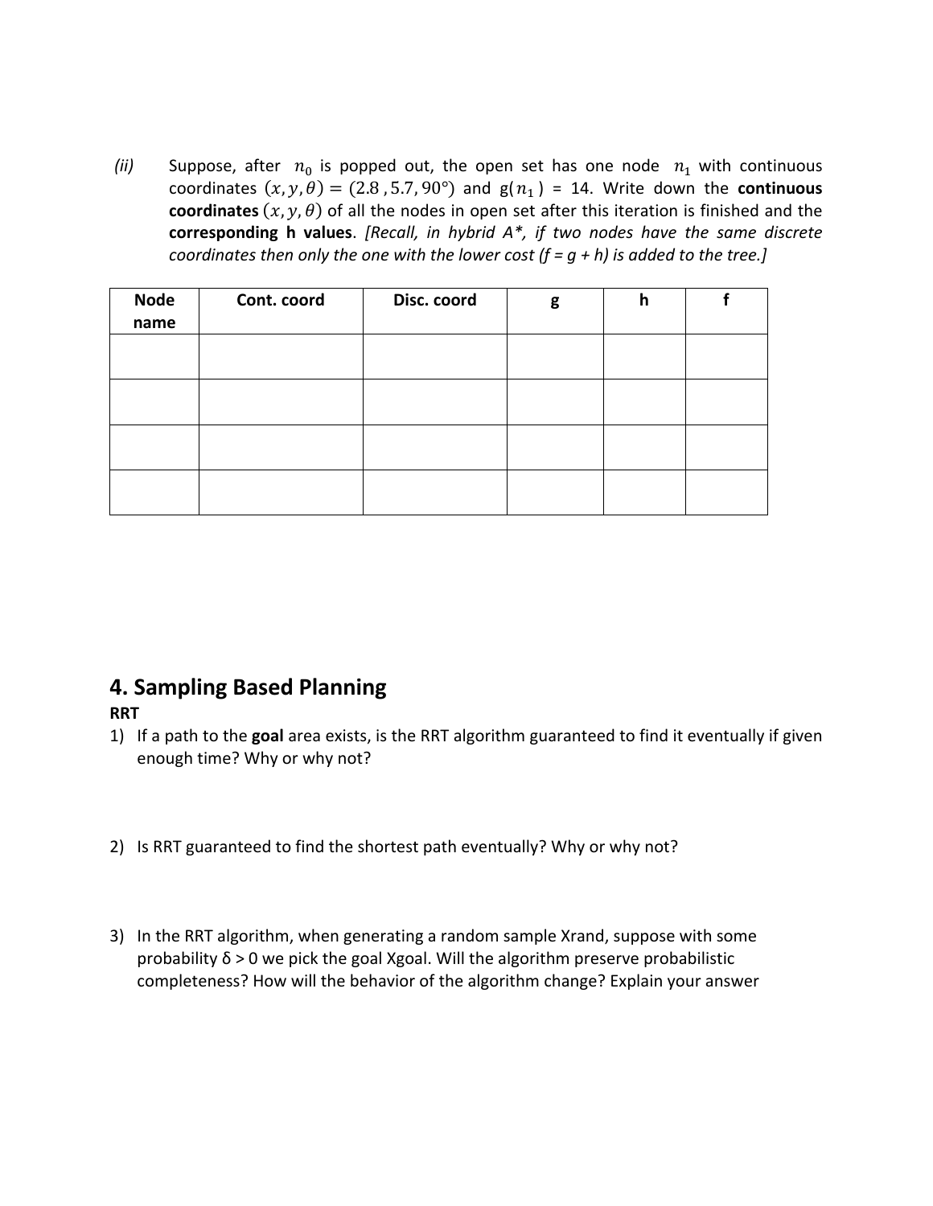(ii) Suppose, after $n_0$ is popped out, the open set has one node $n_1$ with continuous coordinates $(x, y, \theta) = (2.8, 5.7, 90°)$ and g($n_1$) = 14. Write down the **continuous coordinates** $(x, y, \theta)$ of all the nodes in open set after this iteration is finished and the **corresponding h values**. *[Recall, in hybrid A*, if two nodes have the same discrete coordinates then only the one with the lower cost (f = g + h) is added to the tree.]*

| Node name | Cont. coord | Disc. coord | g | h | f |
|---|---|---|---|---|---|
| | | | | | |
| | | | | | |
| | | | | | |
| | | | | | |

## 4. Sampling Based Planning

**RRT**

1) If a path to the **goal** area exists, is the RRT algorithm guaranteed to find it eventually if given enough time? Why or why not?

2) Is RRT guaranteed to find the shortest path eventually? Why or why not?

3) In the RRT algorithm, when generating a random sample Xrand, suppose with some probability δ > 0 we pick the goal Xgoal. Will the algorithm preserve probabilistic completeness? How will the behavior of the algorithm change? Explain your answer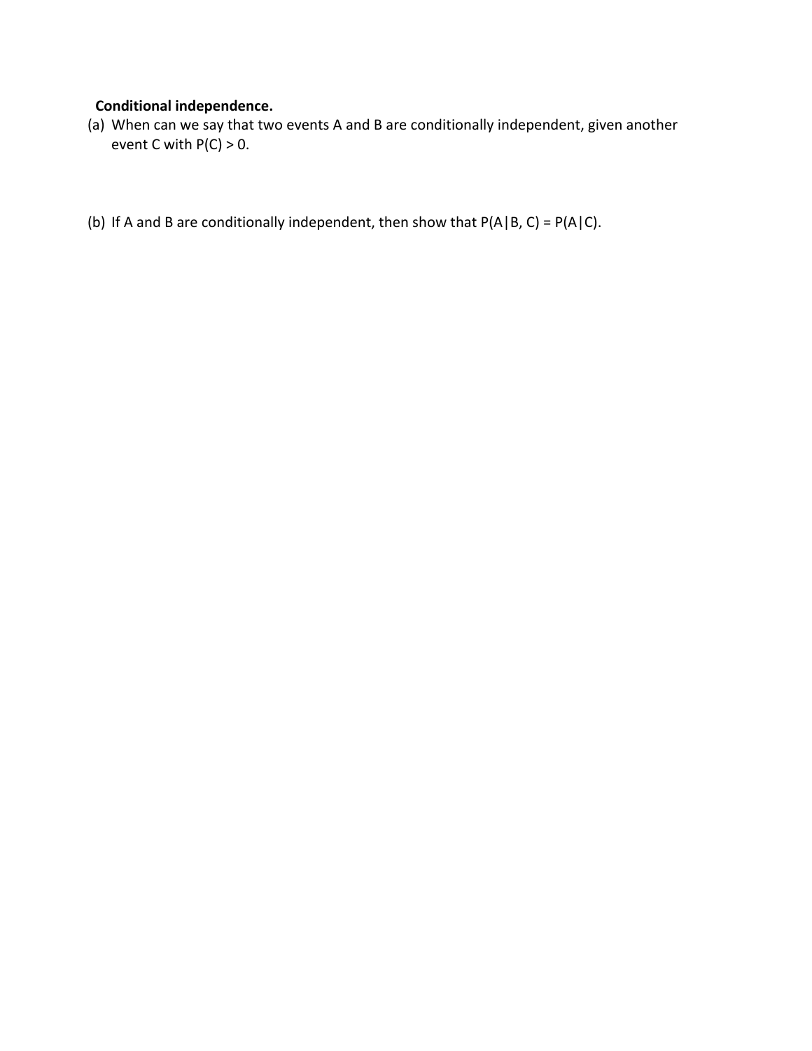**Conditional independence.**

(a) When can we say that two events A and B are conditionally independent, given another event C with $P(C) > 0$.

(b) If A and B are conditionally independent, then show that $P(A|B, C) = P(A|C)$.